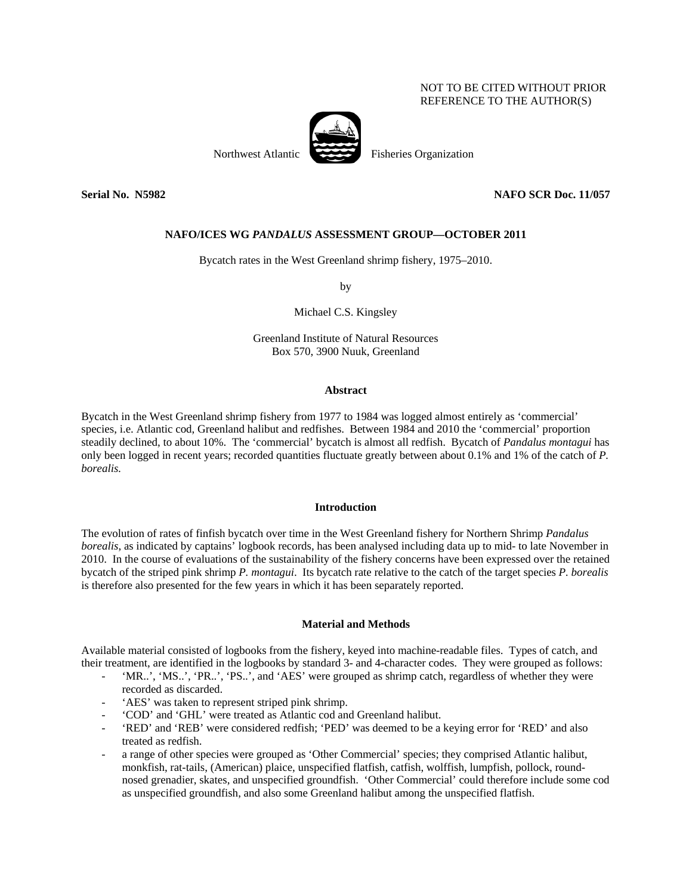NOT TO BE CITED WITHOUT PRIOR
REFERENCE TO THE AUTHOR(S)

Northwest Atlantic Fisheries Organization

**Serial No. N5982** **NAFO SCR Doc. 11/057**

**NAFO/ICES WG *PANDALUS* ASSESSMENT GROUP—OCTOBER 2011**

Bycatch rates in the West Greenland shrimp fishery, 1975–2010.

by

Michael C.S. Kingsley

Greenland Institute of Natural Resources
Box 570, 3900 Nuuk, Greenland

## Abstract

Bycatch in the West Greenland shrimp fishery from 1977 to 1984 was logged almost entirely as 'commercial' species, i.e. Atlantic cod, Greenland halibut and redfishes. Between 1984 and 2010 the 'commercial' proportion steadily declined, to about 10%. The 'commercial' bycatch is almost all redfish. Bycatch of *Pandalus montagui* has only been logged in recent years; recorded quantities fluctuate greatly between about 0.1% and 1% of the catch of *P. borealis.*

## Introduction

The evolution of rates of finfish bycatch over time in the West Greenland fishery for Northern Shrimp *Pandalus borealis*, as indicated by captains' logbook records, has been analysed including data up to mid- to late November in 2010. In the course of evaluations of the sustainability of the fishery concerns have been expressed over the retained bycatch of the striped pink shrimp *P. montagui*. Its bycatch rate relative to the catch of the target species *P. borealis* is therefore also presented for the few years in which it has been separately reported.

## Material and Methods

Available material consisted of logbooks from the fishery, keyed into machine-readable files. Types of catch, and their treatment, are identified in the logbooks by standard 3- and 4-character codes. They were grouped as follows:

- 'MR..', 'MS..', 'PR..', 'PS..', and 'AES' were grouped as shrimp catch, regardless of whether they were recorded as discarded.
- 'AES' was taken to represent striped pink shrimp.
- 'COD' and 'GHL' were treated as Atlantic cod and Greenland halibut.
- 'RED' and 'REB' were considered redfish; 'PED' was deemed to be a keying error for 'RED' and also treated as redfish.
- a range of other species were grouped as 'Other Commercial' species; they comprised Atlantic halibut, monkfish, rat-tails, (American) plaice, unspecified flatfish, catfish, wolffish, lumpfish, pollock, round-nosed grenadier, skates, and unspecified groundfish. 'Other Commercial' could therefore include some cod as unspecified groundfish, and also some Greenland halibut among the unspecified flatfish.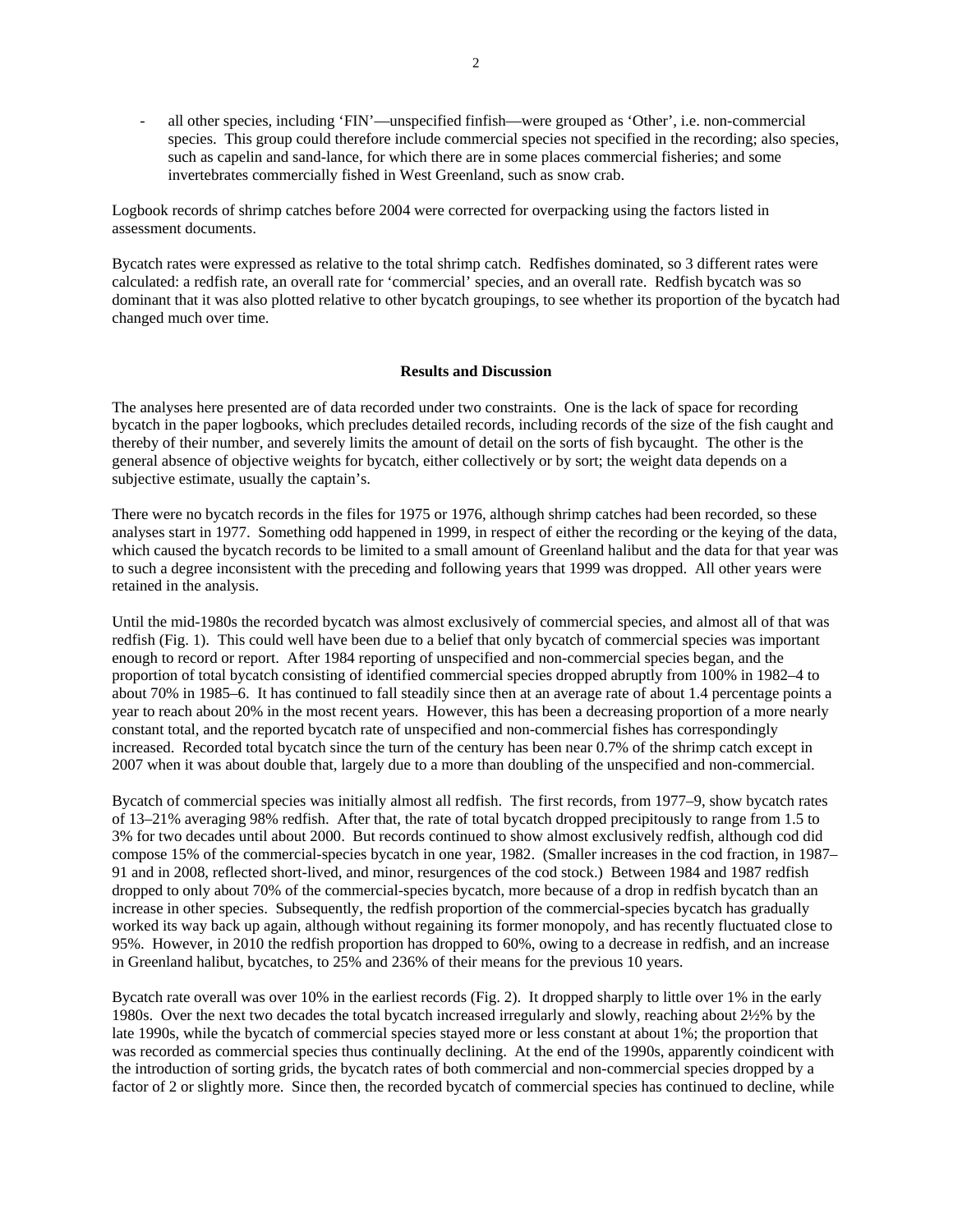- all other species, including 'FIN'—unspecified finfish—were grouped as 'Other', i.e. non-commercial species. This group could therefore include commercial species not specified in the recording; also species, such as capelin and sand-lance, for which there are in some places commercial fisheries; and some invertebrates commercially fished in West Greenland, such as snow crab.

Logbook records of shrimp catches before 2004 were corrected for overpacking using the factors listed in assessment documents.

Bycatch rates were expressed as relative to the total shrimp catch. Redfishes dominated, so 3 different rates were calculated: a redfish rate, an overall rate for 'commercial' species, and an overall rate. Redfish bycatch was so dominant that it was also plotted relative to other bycatch groupings, to see whether its proportion of the bycatch had changed much over time.

## Results and Discussion

The analyses here presented are of data recorded under two constraints. One is the lack of space for recording bycatch in the paper logbooks, which precludes detailed records, including records of the size of the fish caught and thereby of their number, and severely limits the amount of detail on the sorts of fish bycaught. The other is the general absence of objective weights for bycatch, either collectively or by sort; the weight data depends on a subjective estimate, usually the captain's.

There were no bycatch records in the files for 1975 or 1976, although shrimp catches had been recorded, so these analyses start in 1977. Something odd happened in 1999, in respect of either the recording or the keying of the data, which caused the bycatch records to be limited to a small amount of Greenland halibut and the data for that year was to such a degree inconsistent with the preceding and following years that 1999 was dropped. All other years were retained in the analysis.

Until the mid-1980s the recorded bycatch was almost exclusively of commercial species, and almost all of that was redfish (Fig. 1). This could well have been due to a belief that only bycatch of commercial species was important enough to record or report. After 1984 reporting of unspecified and non-commercial species began, and the proportion of total bycatch consisting of identified commercial species dropped abruptly from 100% in 1982–4 to about 70% in 1985–6. It has continued to fall steadily since then at an average rate of about 1.4 percentage points a year to reach about 20% in the most recent years. However, this has been a decreasing proportion of a more nearly constant total, and the reported bycatch rate of unspecified and non-commercial fishes has correspondingly increased. Recorded total bycatch since the turn of the century has been near 0.7% of the shrimp catch except in 2007 when it was about double that, largely due to a more than doubling of the unspecified and non-commercial.

Bycatch of commercial species was initially almost all redfish. The first records, from 1977–9, show bycatch rates of 13–21% averaging 98% redfish. After that, the rate of total bycatch dropped precipitously to range from 1.5 to 3% for two decades until about 2000. But records continued to show almost exclusively redfish, although cod did compose 15% of the commercial-species bycatch in one year, 1982. (Smaller increases in the cod fraction, in 1987–91 and in 2008, reflected short-lived, and minor, resurgences of the cod stock.) Between 1984 and 1987 redfish dropped to only about 70% of the commercial-species bycatch, more because of a drop in redfish bycatch than an increase in other species. Subsequently, the redfish proportion of the commercial-species bycatch has gradually worked its way back up again, although without regaining its former monopoly, and has recently fluctuated close to 95%. However, in 2010 the redfish proportion has dropped to 60%, owing to a decrease in redfish, and an increase in Greenland halibut, bycatches, to 25% and 236% of their means for the previous 10 years.

Bycatch rate overall was over 10% in the earliest records (Fig. 2). It dropped sharply to little over 1% in the early 1980s. Over the next two decades the total bycatch increased irregularly and slowly, reaching about 2½% by the late 1990s, while the bycatch of commercial species stayed more or less constant at about 1%; the proportion that was recorded as commercial species thus continually declining. At the end of the 1990s, apparently coindicent with the introduction of sorting grids, the bycatch rates of both commercial and non-commercial species dropped by a factor of 2 or slightly more. Since then, the recorded bycatch of commercial species has continued to decline, while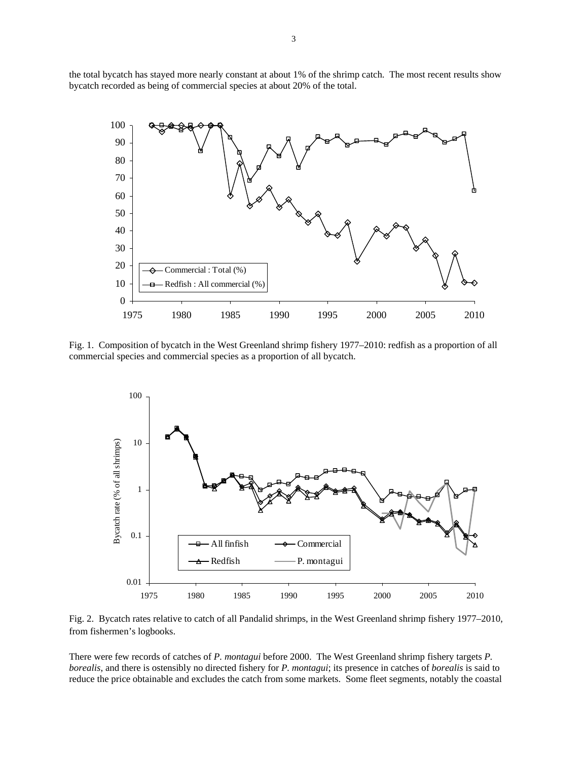the total bycatch has stayed more nearly constant at about 1% of the shrimp catch. The most recent results show bycatch recorded as being of commercial species at about 20% of the total.

Fig. 1. Composition of bycatch in the West Greenland shrimp fishery 1977–2010: redfish as a proportion of all commercial species and commercial species as a proportion of all bycatch.

Fig. 2. Bycatch rates relative to catch of all Pandalid shrimps, in the West Greenland shrimp fishery 1977–2010, from fishermen's logbooks.

There were few records of catches of *P. montagui* before 2000. The West Greenland shrimp fishery targets *P. borealis*, and there is ostensibly no directed fishery for *P. montagui*; its presence in catches of *borealis* is said to reduce the price obtainable and excludes the catch from some markets. Some fleet segments, notably the coastal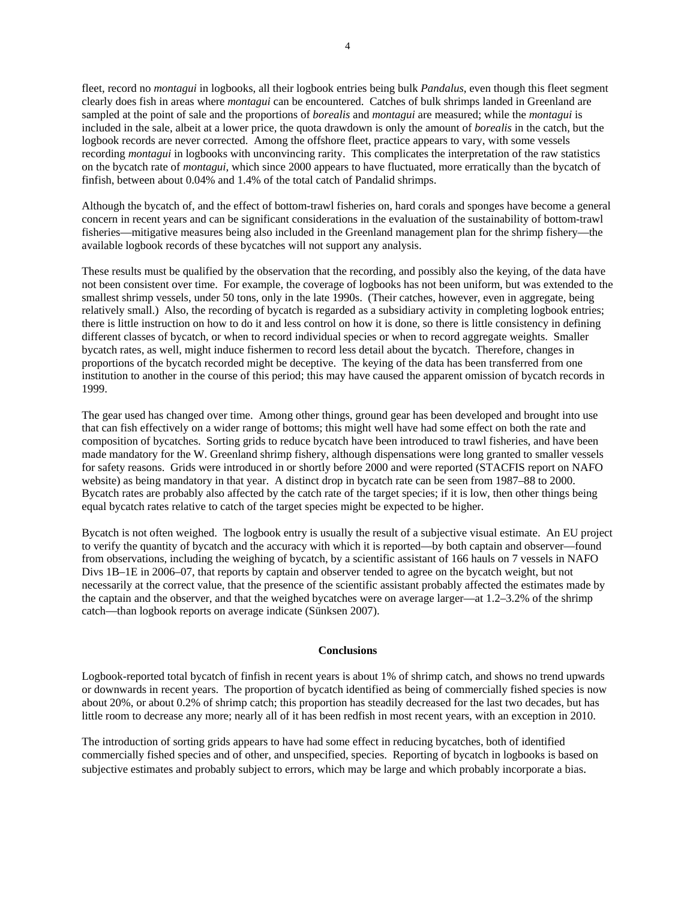fleet, record no *montagui* in logbooks, all their logbook entries being bulk *Pandalus*, even though this fleet segment clearly does fish in areas where *montagui* can be encountered. Catches of bulk shrimps landed in Greenland are sampled at the point of sale and the proportions of *borealis* and *montagui* are measured; while the *montagui* is included in the sale, albeit at a lower price, the quota drawdown is only the amount of *borealis* in the catch, but the logbook records are never corrected. Among the offshore fleet, practice appears to vary, with some vessels recording *montagui* in logbooks with unconvincing rarity. This complicates the interpretation of the raw statistics on the bycatch rate of *montagui*, which since 2000 appears to have fluctuated, more erratically than the bycatch of finfish, between about 0.04% and 1.4% of the total catch of Pandalid shrimps.

Although the bycatch of, and the effect of bottom-trawl fisheries on, hard corals and sponges have become a general concern in recent years and can be significant considerations in the evaluation of the sustainability of bottom-trawl fisheries—mitigative measures being also included in the Greenland management plan for the shrimp fishery—the available logbook records of these bycatches will not support any analysis.

These results must be qualified by the observation that the recording, and possibly also the keying, of the data have not been consistent over time. For example, the coverage of logbooks has not been uniform, but was extended to the smallest shrimp vessels, under 50 tons, only in the late 1990s. (Their catches, however, even in aggregate, being relatively small.) Also, the recording of bycatch is regarded as a subsidiary activity in completing logbook entries; there is little instruction on how to do it and less control on how it is done, so there is little consistency in defining different classes of bycatch, or when to record individual species or when to record aggregate weights. Smaller bycatch rates, as well, might induce fishermen to record less detail about the bycatch. Therefore, changes in proportions of the bycatch recorded might be deceptive. The keying of the data has been transferred from one institution to another in the course of this period; this may have caused the apparent omission of bycatch records in 1999.

The gear used has changed over time. Among other things, ground gear has been developed and brought into use that can fish effectively on a wider range of bottoms; this might well have had some effect on both the rate and composition of bycatches. Sorting grids to reduce bycatch have been introduced to trawl fisheries, and have been made mandatory for the W. Greenland shrimp fishery, although dispensations were long granted to smaller vessels for safety reasons. Grids were introduced in or shortly before 2000 and were reported (STACFIS report on NAFO website) as being mandatory in that year. A distinct drop in bycatch rate can be seen from 1987–88 to 2000. Bycatch rates are probably also affected by the catch rate of the target species; if it is low, then other things being equal bycatch rates relative to catch of the target species might be expected to be higher.

Bycatch is not often weighed. The logbook entry is usually the result of a subjective visual estimate. An EU project to verify the quantity of bycatch and the accuracy with which it is reported—by both captain and observer—found from observations, including the weighing of bycatch, by a scientific assistant of 166 hauls on 7 vessels in NAFO Divs 1B–1E in 2006–07, that reports by captain and observer tended to agree on the bycatch weight, but not necessarily at the correct value, that the presence of the scientific assistant probably affected the estimates made by the captain and the observer, and that the weighed bycatches were on average larger—at 1.2–3.2% of the shrimp catch—than logbook reports on average indicate (Sünksen 2007).

## Conclusions

Logbook-reported total bycatch of finfish in recent years is about 1% of shrimp catch, and shows no trend upwards or downwards in recent years. The proportion of bycatch identified as being of commercially fished species is now about 20%, or about 0.2% of shrimp catch; this proportion has steadily decreased for the last two decades, but has little room to decrease any more; nearly all of it has been redfish in most recent years, with an exception in 2010.

The introduction of sorting grids appears to have had some effect in reducing bycatches, both of identified commercially fished species and of other, and unspecified, species. Reporting of bycatch in logbooks is based on subjective estimates and probably subject to errors, which may be large and which probably incorporate a bias.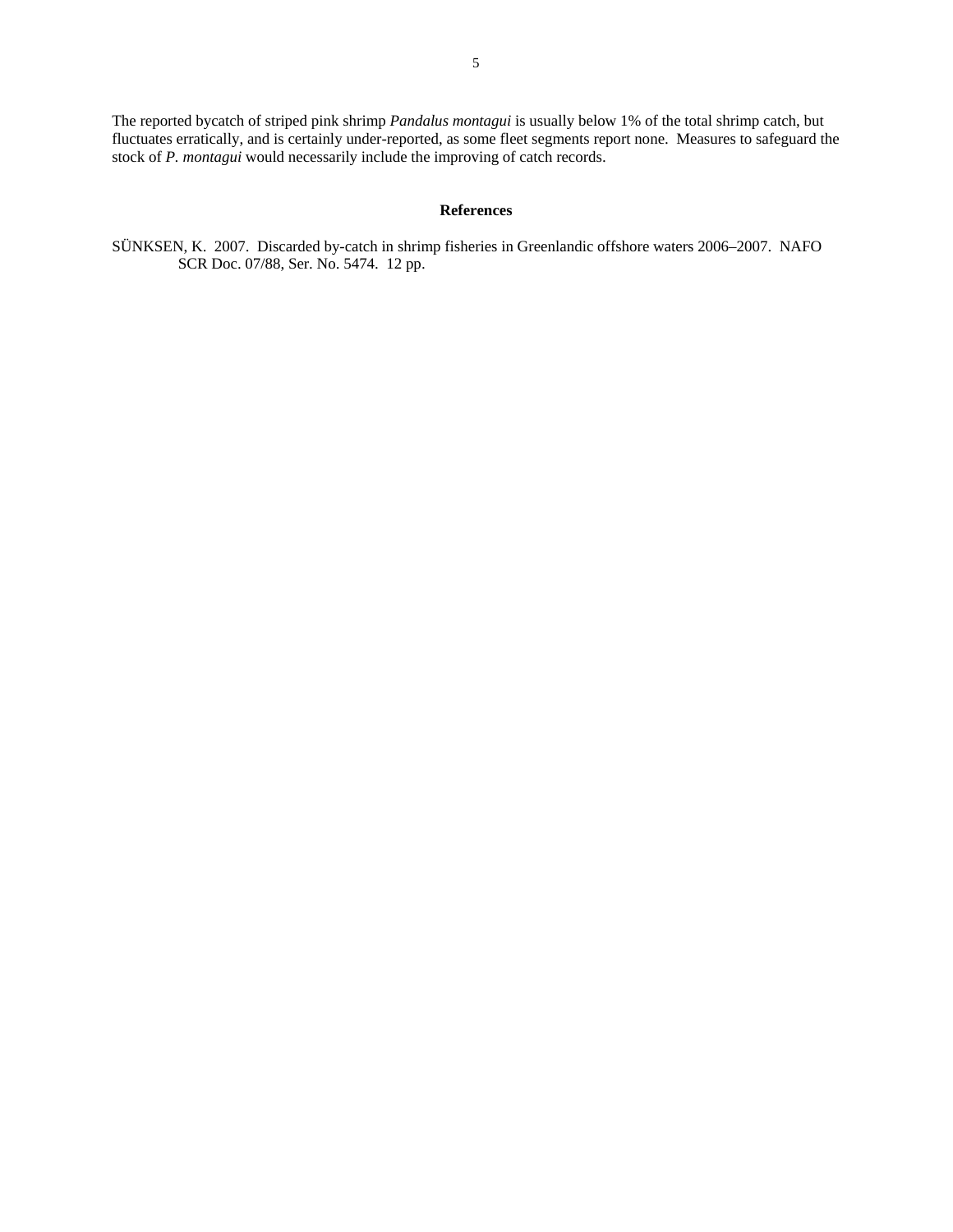The reported bycatch of striped pink shrimp *Pandalus montagui* is usually below 1% of the total shrimp catch, but fluctuates erratically, and is certainly under-reported, as some fleet segments report none. Measures to safeguard the stock of *P. montagui* would necessarily include the improving of catch records.

## References

SÜNKSEN, K. 2007. Discarded by-catch in shrimp fisheries in Greenlandic offshore waters 2006–2007. NAFO SCR Doc. 07/88, Ser. No. 5474. 12 pp.